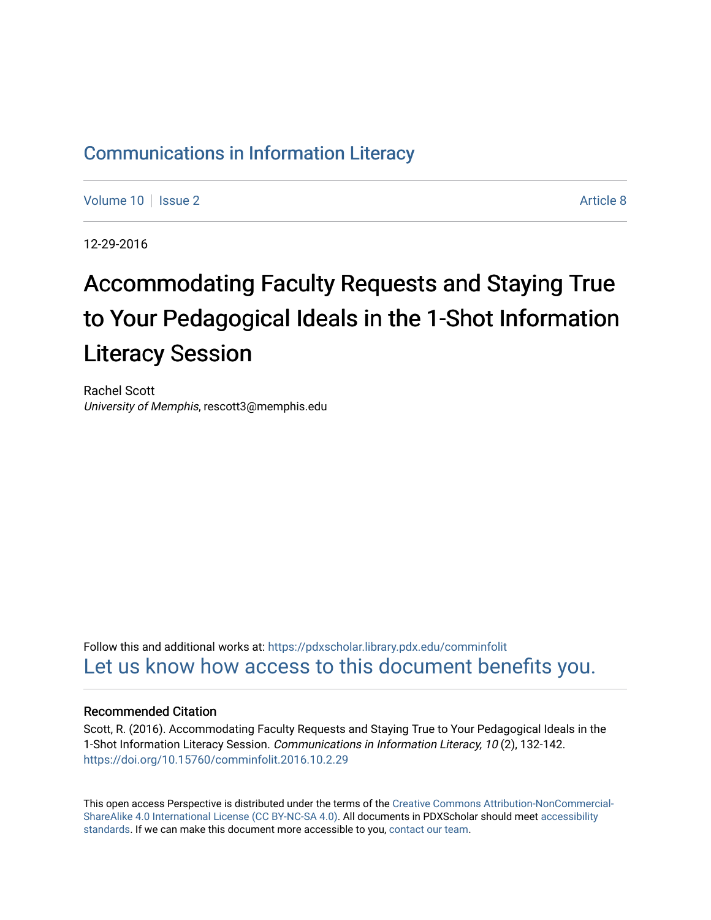Communications in Information Literacy

Volume 10 | Issue 2 | Article 8

12-29-2016

# Accommodating Faculty Requests and Staying True to Your Pedagogical Ideals in the 1-Shot Information Literacy Session

Rachel Scott
*University of Memphis*, rescott3@memphis.edu

Follow this and additional works at: https://pdxscholar.library.pdx.edu/comminfolit
Let us know how access to this document benefits you.

### Recommended Citation

Scott, R. (2016). Accommodating Faculty Requests and Staying True to Your Pedagogical Ideals in the 1-Shot Information Literacy Session. *Communications in Information Literacy, 10* (2), 132-142. https://doi.org/10.15760/comminfolit.2016.10.2.29

This open access Perspective is distributed under the terms of the Creative Commons Attribution-NonCommercial-ShareAlike 4.0 International License (CC BY-NC-SA 4.0). All documents in PDXScholar should meet accessibility standards. If we can make this document more accessible to you, contact our team.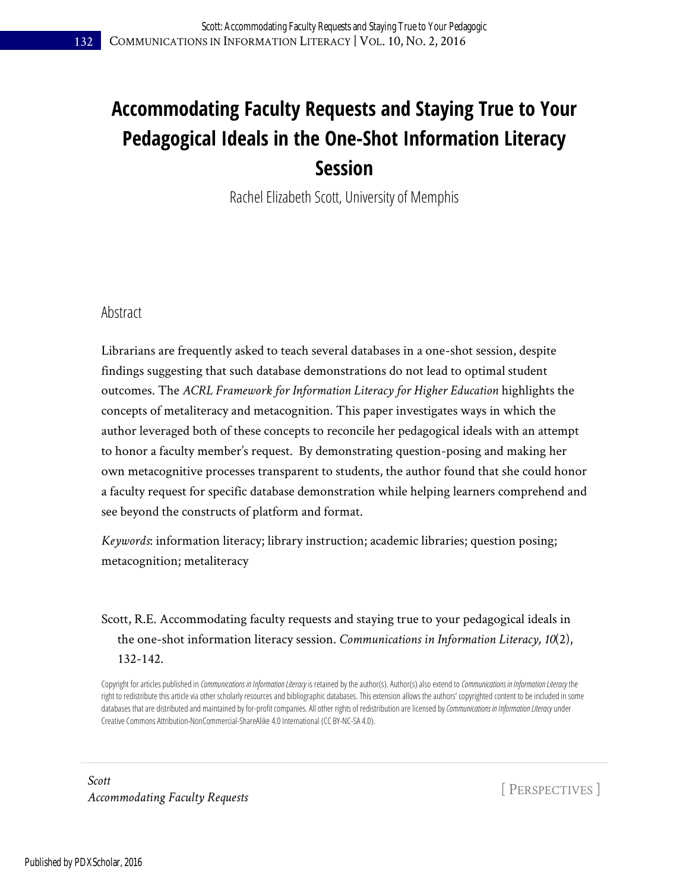# Accommodating Faculty Requests and Staying True to Your Pedagogical Ideals in the One-Shot Information Literacy Session

Rachel Elizabeth Scott, University of Memphis

## Abstract

Librarians are frequently asked to teach several databases in a one-shot session, despite findings suggesting that such database demonstrations do not lead to optimal student outcomes. The *ACRL Framework for Information Literacy for Higher Education* highlights the concepts of metaliteracy and metacognition. This paper investigates ways in which the author leveraged both of these concepts to reconcile her pedagogical ideals with an attempt to honor a faculty member's request. By demonstrating question-posing and making her own metacognitive processes transparent to students, the author found that she could honor a faculty request for specific database demonstration while helping learners comprehend and see beyond the constructs of platform and format.

*Keywords*: information literacy; library instruction; academic libraries; question posing; metacognition; metaliteracy

Scott, R.E. Accommodating faculty requests and staying true to your pedagogical ideals in the one-shot information literacy session. *Communications in Information Literacy, 10*(2), 132-142.

Copyright for articles published in *Communications in Information Literacy* is retained by the author(s). Author(s) also extend to *Communications in Information Literacy* the right to redistribute this article via other scholarly resources and bibliographic databases. This extension allows the authors' copyrighted content to be included in some databases that are distributed and maintained by for-profit companies. All other rights of redistribution are licensed by *Communications in Information Literacy* under Creative Commons Attribution-NonCommercial-ShareAlike 4.0 International (CC BY-NC-SA 4.0).

[ PERSPECTIVES ]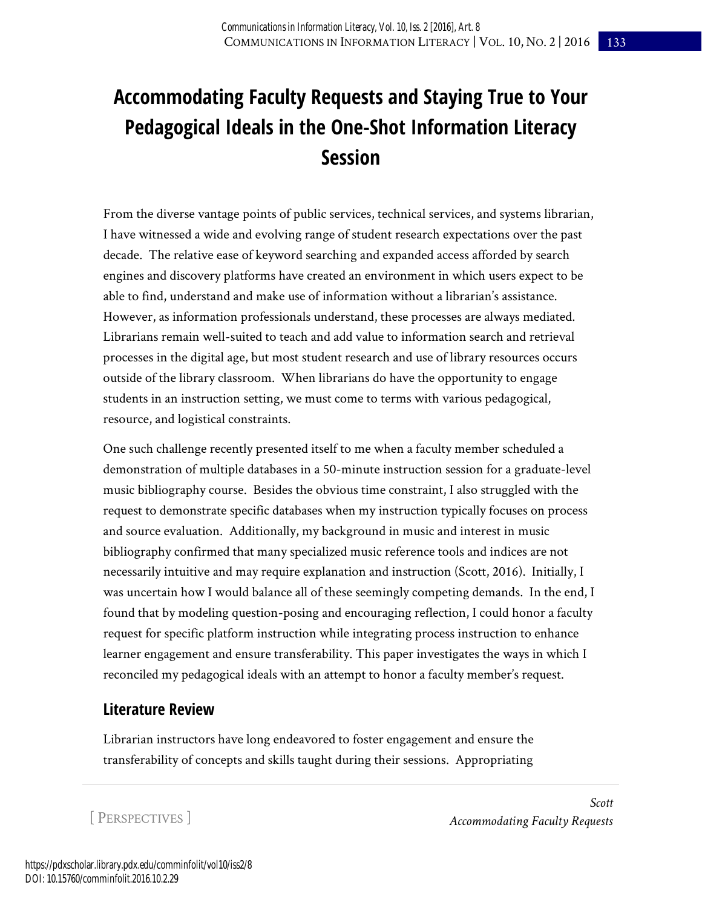# Accommodating Faculty Requests and Staying True to Your Pedagogical Ideals in the One-Shot Information Literacy Session

From the diverse vantage points of public services, technical services, and systems librarian, I have witnessed a wide and evolving range of student research expectations over the past decade. The relative ease of keyword searching and expanded access afforded by search engines and discovery platforms have created an environment in which users expect to be able to find, understand and make use of information without a librarian's assistance. However, as information professionals understand, these processes are always mediated. Librarians remain well-suited to teach and add value to information search and retrieval processes in the digital age, but most student research and use of library resources occurs outside of the library classroom. When librarians do have the opportunity to engage students in an instruction setting, we must come to terms with various pedagogical, resource, and logistical constraints.

One such challenge recently presented itself to me when a faculty member scheduled a demonstration of multiple databases in a 50-minute instruction session for a graduate-level music bibliography course. Besides the obvious time constraint, I also struggled with the request to demonstrate specific databases when my instruction typically focuses on process and source evaluation. Additionally, my background in music and interest in music bibliography confirmed that many specialized music reference tools and indices are not necessarily intuitive and may require explanation and instruction (Scott, 2016). Initially, I was uncertain how I would balance all of these seemingly competing demands. In the end, I found that by modeling question-posing and encouraging reflection, I could honor a faculty request for specific platform instruction while integrating process instruction to enhance learner engagement and ensure transferability. This paper investigates the ways in which I reconciled my pedagogical ideals with an attempt to honor a faculty member's request.

## Literature Review

Librarian instructors have long endeavored to foster engagement and ensure the transferability of concepts and skills taught during their sessions. Appropriating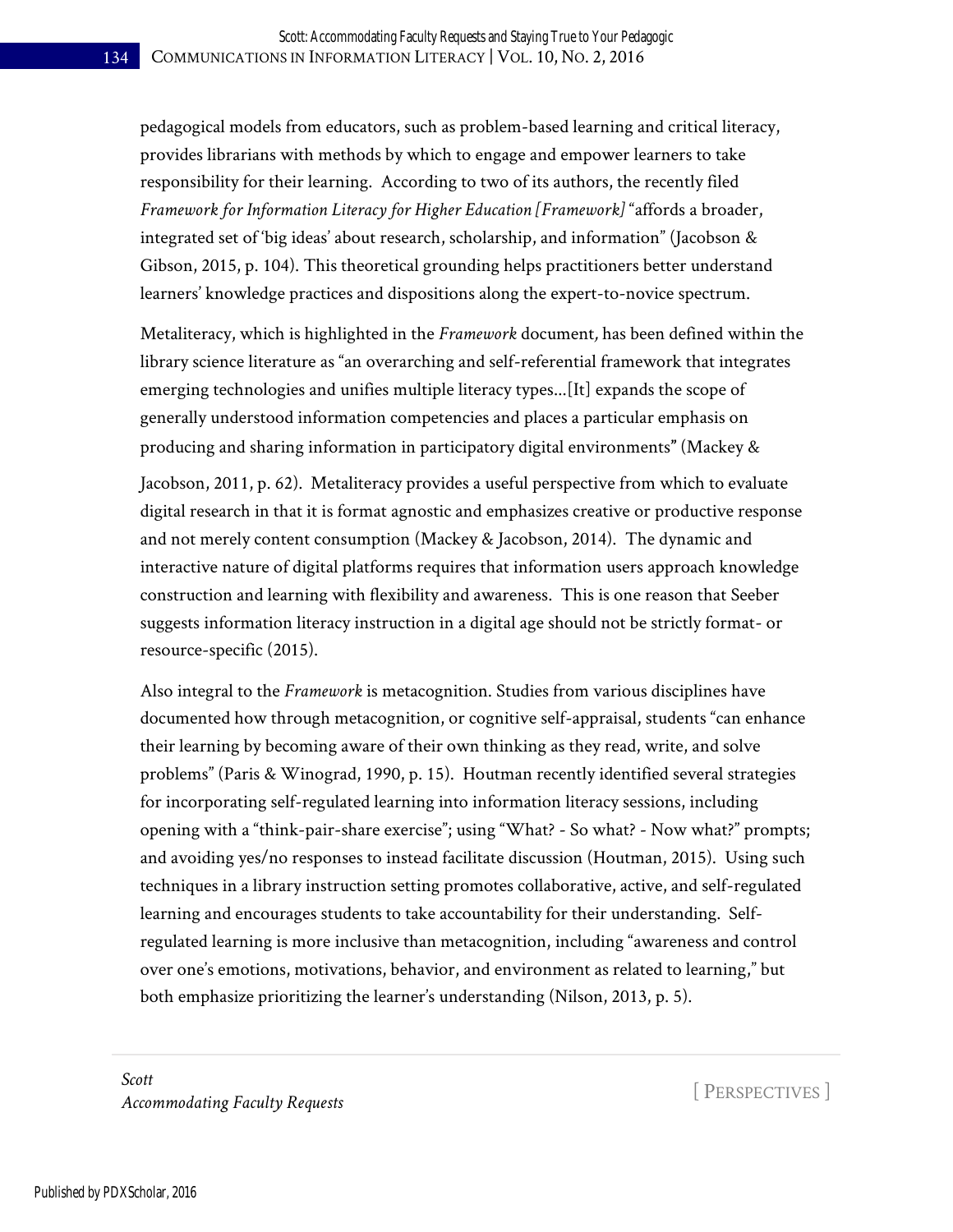pedagogical models from educators, such as problem-based learning and critical literacy, provides librarians with methods by which to engage and empower learners to take responsibility for their learning. According to two of its authors, the recently filed *Framework for Information Literacy for Higher Education [Framework]* "affords a broader, integrated set of 'big ideas' about research, scholarship, and information" (Jacobson & Gibson, 2015, p. 104). This theoretical grounding helps practitioners better understand learners' knowledge practices and dispositions along the expert-to-novice spectrum.

Metaliteracy, which is highlighted in the *Framework* document, has been defined within the library science literature as "an overarching and self-referential framework that integrates emerging technologies and unifies multiple literacy types...[It] expands the scope of generally understood information competencies and places a particular emphasis on producing and sharing information in participatory digital environments" (Mackey & Jacobson, 2011, p. 62). Metaliteracy provides a useful perspective from which to evaluate digital research in that it is format agnostic and emphasizes creative or productive response and not merely content consumption (Mackey & Jacobson, 2014). The dynamic and interactive nature of digital platforms requires that information users approach knowledge construction and learning with flexibility and awareness. This is one reason that Seeber suggests information literacy instruction in a digital age should not be strictly format- or resource-specific (2015).

Also integral to the *Framework* is metacognition. Studies from various disciplines have documented how through metacognition, or cognitive self-appraisal, students "can enhance their learning by becoming aware of their own thinking as they read, write, and solve problems" (Paris & Winograd, 1990, p. 15). Houtman recently identified several strategies for incorporating self-regulated learning into information literacy sessions, including opening with a "think-pair-share exercise"; using "What? - So what? - Now what?" prompts; and avoiding yes/no responses to instead facilitate discussion (Houtman, 2015). Using such techniques in a library instruction setting promotes collaborative, active, and self-regulated learning and encourages students to take accountability for their understanding. Self-regulated learning is more inclusive than metacognition, including "awareness and control over one's emotions, motivations, behavior, and environment as related to learning," but both emphasize prioritizing the learner's understanding (Nilson, 2013, p. 5).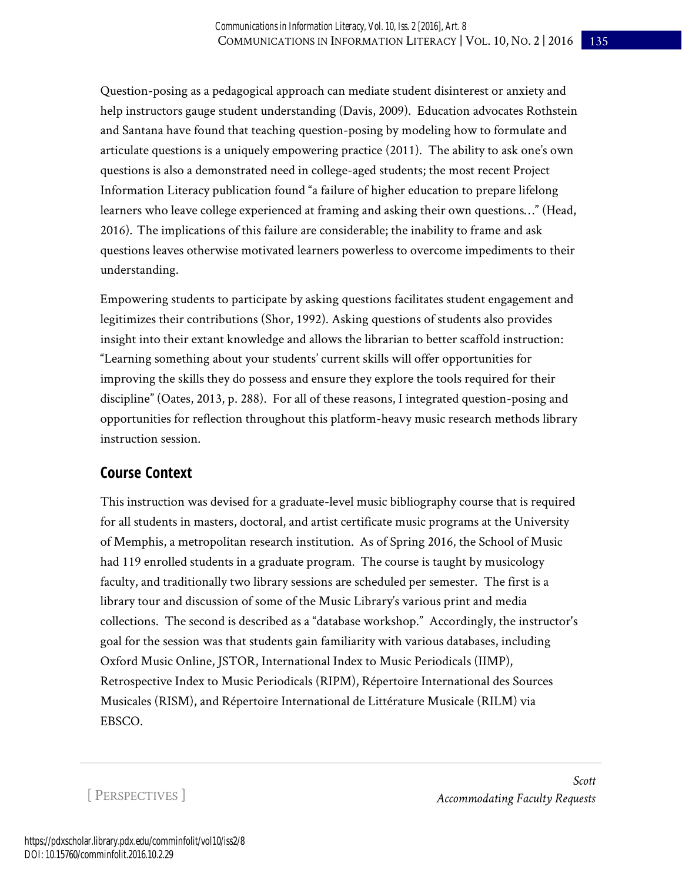Question-posing as a pedagogical approach can mediate student disinterest or anxiety and help instructors gauge student understanding (Davis, 2009). Education advocates Rothstein and Santana have found that teaching question-posing by modeling how to formulate and articulate questions is a uniquely empowering practice (2011). The ability to ask one's own questions is also a demonstrated need in college-aged students; the most recent Project Information Literacy publication found "a failure of higher education to prepare lifelong learners who leave college experienced at framing and asking their own questions…" (Head, 2016). The implications of this failure are considerable; the inability to frame and ask questions leaves otherwise motivated learners powerless to overcome impediments to their understanding.

Empowering students to participate by asking questions facilitates student engagement and legitimizes their contributions (Shor, 1992). Asking questions of students also provides insight into their extant knowledge and allows the librarian to better scaffold instruction: "Learning something about your students' current skills will offer opportunities for improving the skills they do possess and ensure they explore the tools required for their discipline" (Oates, 2013, p. 288). For all of these reasons, I integrated question-posing and opportunities for reflection throughout this platform-heavy music research methods library instruction session.

## Course Context

This instruction was devised for a graduate-level music bibliography course that is required for all students in masters, doctoral, and artist certificate music programs at the University of Memphis, a metropolitan research institution. As of Spring 2016, the School of Music had 119 enrolled students in a graduate program. The course is taught by musicology faculty, and traditionally two library sessions are scheduled per semester. The first is a library tour and discussion of some of the Music Library's various print and media collections. The second is described as a "database workshop." Accordingly, the instructor's goal for the session was that students gain familiarity with various databases, including Oxford Music Online, JSTOR, International Index to Music Periodicals (IIMP), Retrospective Index to Music Periodicals (RIPM), Répertoire International des Sources Musicales (RISM), and Répertoire International de Littérature Musicale (RILM) via EBSCO.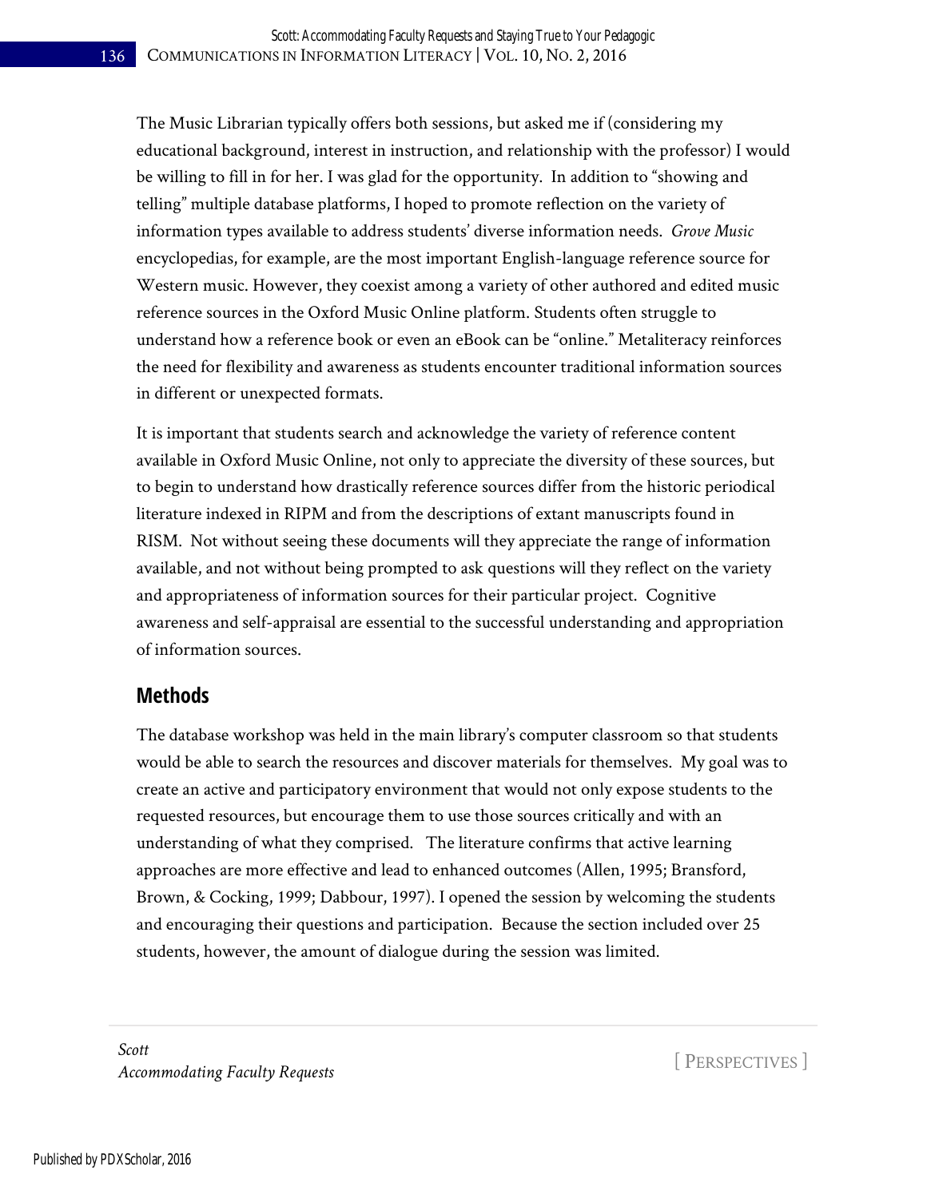The Music Librarian typically offers both sessions, but asked me if (considering my educational background, interest in instruction, and relationship with the professor) I would be willing to fill in for her. I was glad for the opportunity. In addition to "showing and telling" multiple database platforms, I hoped to promote reflection on the variety of information types available to address students' diverse information needs. *Grove Music* encyclopedias, for example, are the most important English-language reference source for Western music. However, they coexist among a variety of other authored and edited music reference sources in the Oxford Music Online platform. Students often struggle to understand how a reference book or even an eBook can be "online." Metaliteracy reinforces the need for flexibility and awareness as students encounter traditional information sources in different or unexpected formats.

It is important that students search and acknowledge the variety of reference content available in Oxford Music Online, not only to appreciate the diversity of these sources, but to begin to understand how drastically reference sources differ from the historic periodical literature indexed in RIPM and from the descriptions of extant manuscripts found in RISM. Not without seeing these documents will they appreciate the range of information available, and not without being prompted to ask questions will they reflect on the variety and appropriateness of information sources for their particular project. Cognitive awareness and self-appraisal are essential to the successful understanding and appropriation of information sources.

## Methods

The database workshop was held in the main library's computer classroom so that students would be able to search the resources and discover materials for themselves. My goal was to create an active and participatory environment that would not only expose students to the requested resources, but encourage them to use those sources critically and with an understanding of what they comprised. The literature confirms that active learning approaches are more effective and lead to enhanced outcomes (Allen, 1995; Bransford, Brown, & Cocking, 1999; Dabbour, 1997). I opened the session by welcoming the students and encouraging their questions and participation. Because the section included over 25 students, however, the amount of dialogue during the session was limited.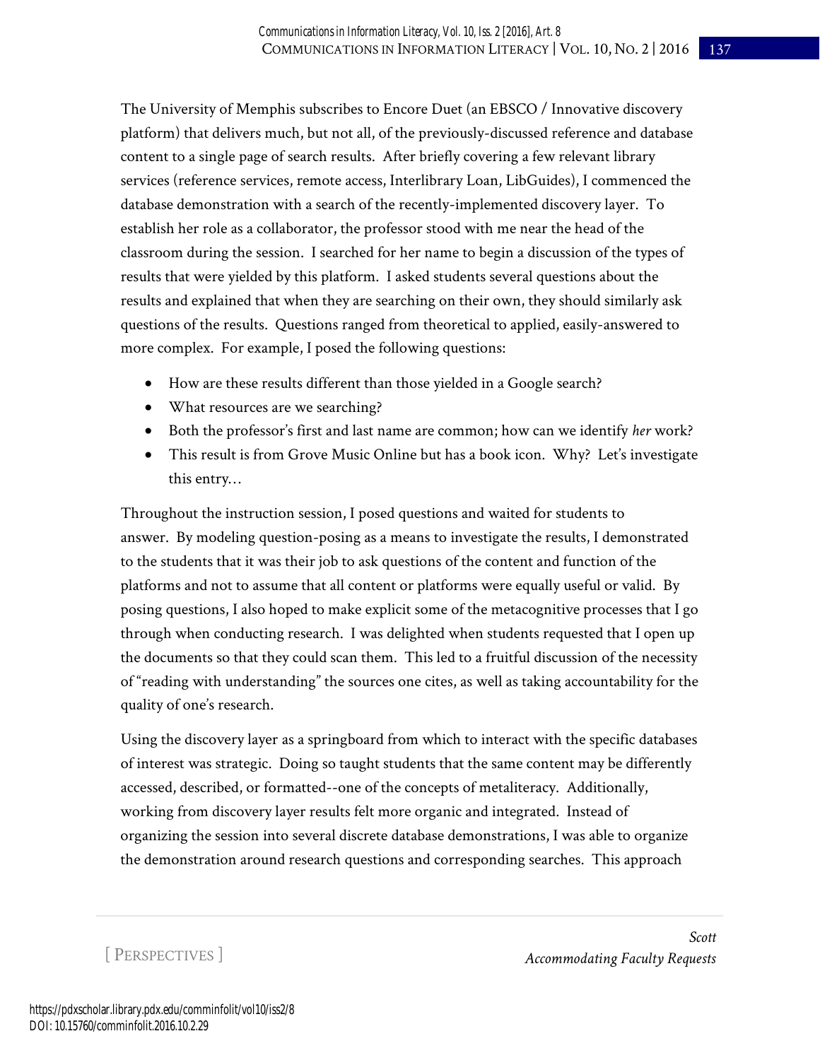The University of Memphis subscribes to Encore Duet (an EBSCO / Innovative discovery platform) that delivers much, but not all, of the previously-discussed reference and database content to a single page of search results. After briefly covering a few relevant library services (reference services, remote access, Interlibrary Loan, LibGuides), I commenced the database demonstration with a search of the recently-implemented discovery layer. To establish her role as a collaborator, the professor stood with me near the head of the classroom during the session. I searched for her name to begin a discussion of the types of results that were yielded by this platform. I asked students several questions about the results and explained that when they are searching on their own, they should similarly ask questions of the results. Questions ranged from theoretical to applied, easily-answered to more complex. For example, I posed the following questions:

- How are these results different than those yielded in a Google search?
- What resources are we searching?
- Both the professor's first and last name are common; how can we identify *her* work?
- This result is from Grove Music Online but has a book icon. Why? Let's investigate this entry…

Throughout the instruction session, I posed questions and waited for students to answer. By modeling question-posing as a means to investigate the results, I demonstrated to the students that it was their job to ask questions of the content and function of the platforms and not to assume that all content or platforms were equally useful or valid. By posing questions, I also hoped to make explicit some of the metacognitive processes that I go through when conducting research. I was delighted when students requested that I open up the documents so that they could scan them. This led to a fruitful discussion of the necessity of "reading with understanding" the sources one cites, as well as taking accountability for the quality of one's research.

Using the discovery layer as a springboard from which to interact with the specific databases of interest was strategic. Doing so taught students that the same content may be differently accessed, described, or formatted--one of the concepts of metaliteracy. Additionally, working from discovery layer results felt more organic and integrated. Instead of organizing the session into several discrete database demonstrations, I was able to organize the demonstration around research questions and corresponding searches. This approach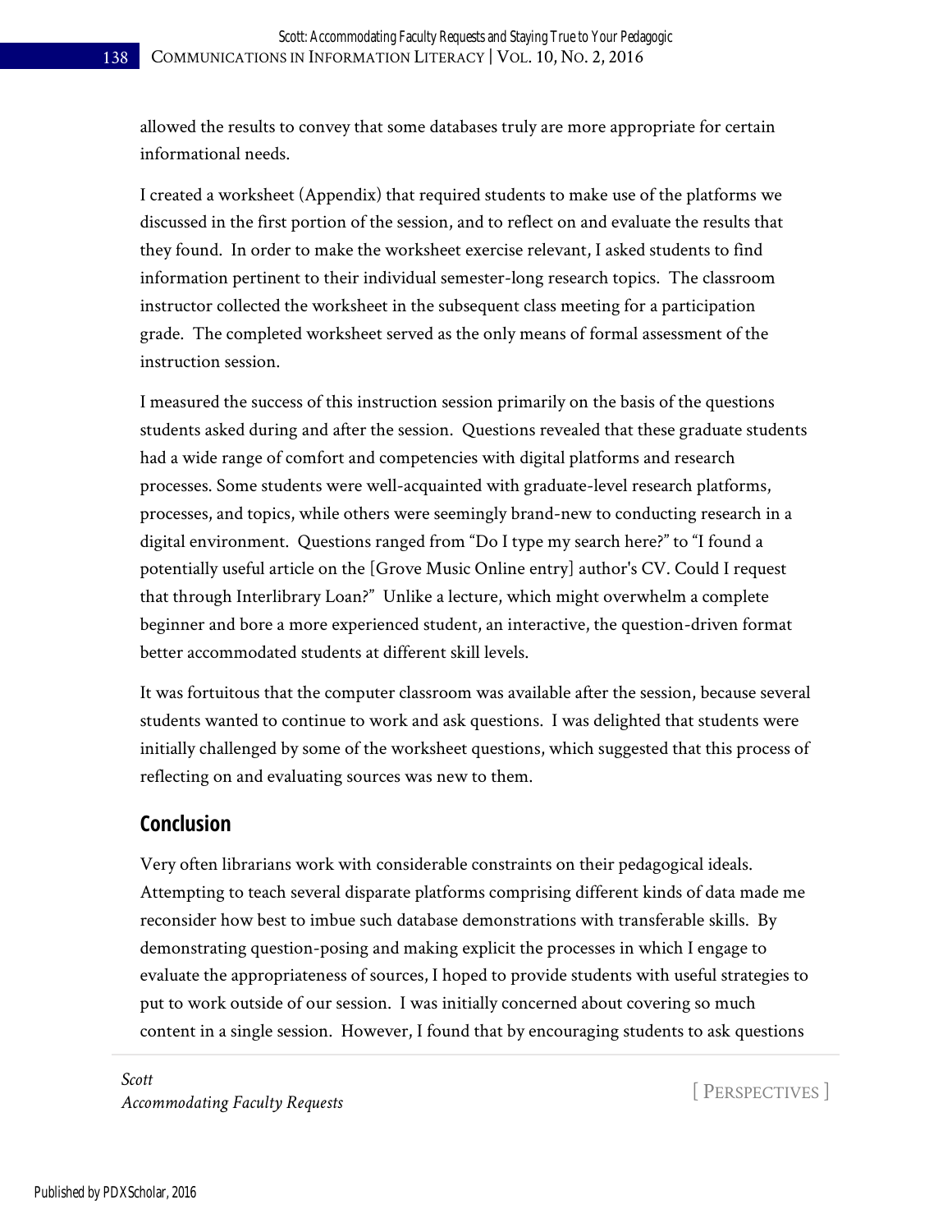allowed the results to convey that some databases truly are more appropriate for certain informational needs.

I created a worksheet (Appendix) that required students to make use of the platforms we discussed in the first portion of the session, and to reflect on and evaluate the results that they found. In order to make the worksheet exercise relevant, I asked students to find information pertinent to their individual semester-long research topics. The classroom instructor collected the worksheet in the subsequent class meeting for a participation grade. The completed worksheet served as the only means of formal assessment of the instruction session.

I measured the success of this instruction session primarily on the basis of the questions students asked during and after the session. Questions revealed that these graduate students had a wide range of comfort and competencies with digital platforms and research processes. Some students were well-acquainted with graduate-level research platforms, processes, and topics, while others were seemingly brand-new to conducting research in a digital environment. Questions ranged from "Do I type my search here?" to "I found a potentially useful article on the [Grove Music Online entry] author's CV. Could I request that through Interlibrary Loan?" Unlike a lecture, which might overwhelm a complete beginner and bore a more experienced student, an interactive, the question-driven format better accommodated students at different skill levels.

It was fortuitous that the computer classroom was available after the session, because several students wanted to continue to work and ask questions. I was delighted that students were initially challenged by some of the worksheet questions, which suggested that this process of reflecting on and evaluating sources was new to them.

## Conclusion

Very often librarians work with considerable constraints on their pedagogical ideals. Attempting to teach several disparate platforms comprising different kinds of data made me reconsider how best to imbue such database demonstrations with transferable skills. By demonstrating question-posing and making explicit the processes in which I engage to evaluate the appropriateness of sources, I hoped to provide students with useful strategies to put to work outside of our session. I was initially concerned about covering so much content in a single session. However, I found that by encouraging students to ask questions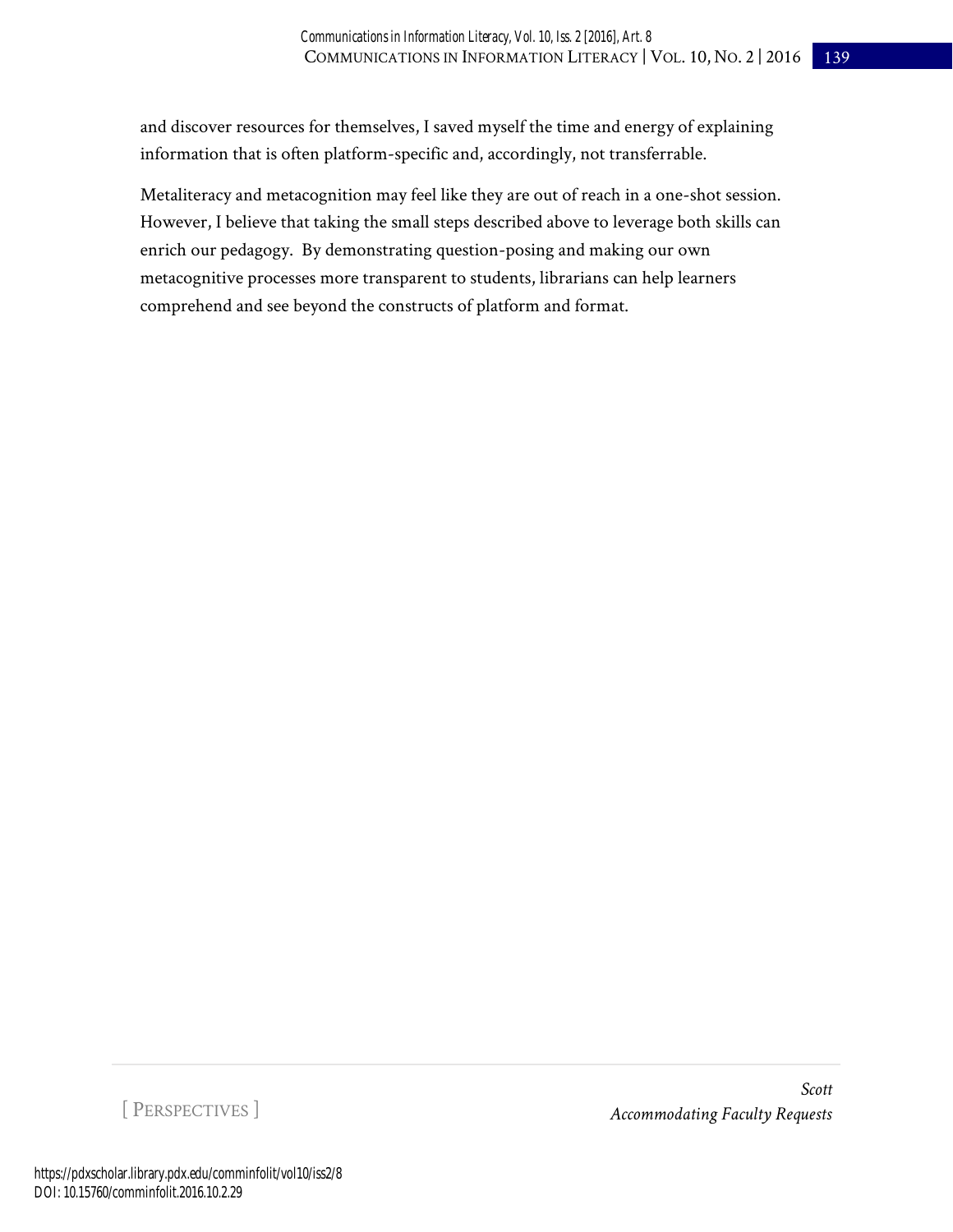and discover resources for themselves, I saved myself the time and energy of explaining information that is often platform-specific and, accordingly, not transferrable.

Metaliteracy and metacognition may feel like they are out of reach in a one-shot session. However, I believe that taking the small steps described above to leverage both skills can enrich our pedagogy. By demonstrating question-posing and making our own metacognitive processes more transparent to students, librarians can help learners comprehend and see beyond the constructs of platform and format.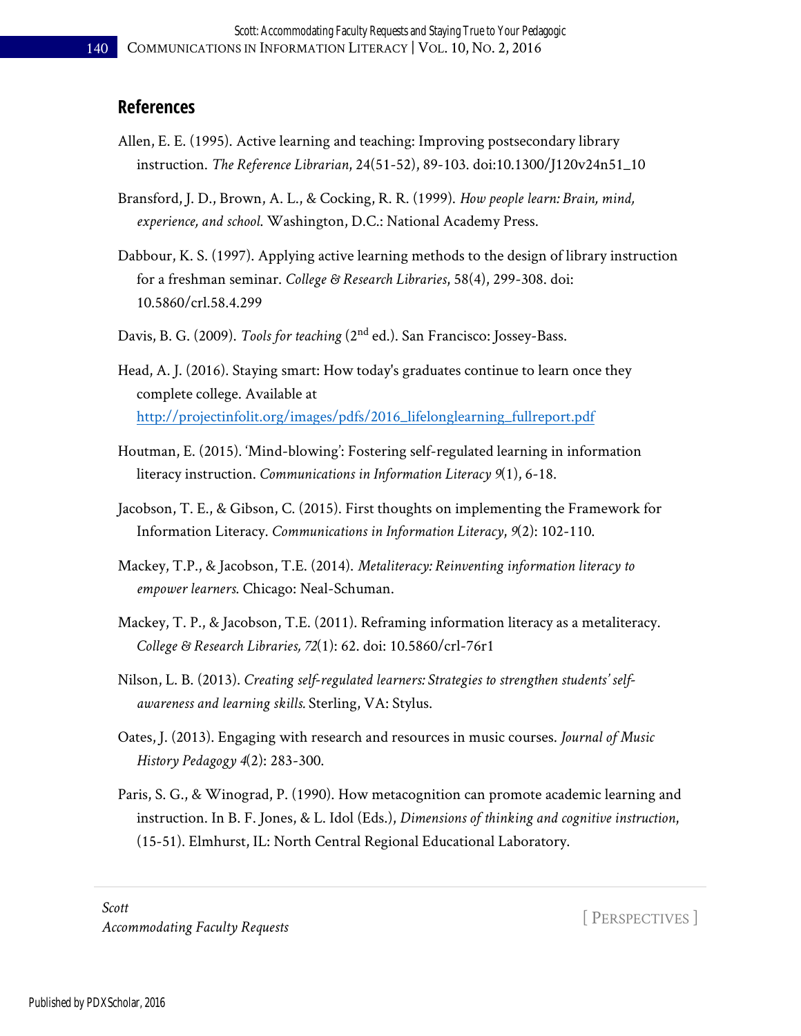## References

Allen, E. E. (1995). Active learning and teaching: Improving postsecondary library instruction. *The Reference Librarian*, 24(51-52), 89-103. doi:10.1300/J120v24n51_10

Bransford, J. D., Brown, A. L., & Cocking, R. R. (1999). *How people learn: Brain, mind, experience, and school.* Washington, D.C.: National Academy Press.

Dabbour, K. S. (1997). Applying active learning methods to the design of library instruction for a freshman seminar. *College & Research Libraries*, 58(4), 299-308. doi: 10.5860/crl.58.4.299

Davis, B. G. (2009). *Tools for teaching* (2nd ed.). San Francisco: Jossey-Bass.

Head, A. J. (2016). Staying smart: How today's graduates continue to learn once they complete college. Available at http://projectinfolit.org/images/pdfs/2016_lifelonglearning_fullreport.pdf

Houtman, E. (2015). 'Mind-blowing': Fostering self-regulated learning in information literacy instruction. *Communications in Information Literacy 9*(1), 6-18.

Jacobson, T. E., & Gibson, C. (2015). First thoughts on implementing the Framework for Information Literacy. *Communications in Information Literacy*, *9*(2): 102-110.

Mackey, T.P., & Jacobson, T.E. (2014). *Metaliteracy: Reinventing information literacy to empower learners.* Chicago: Neal-Schuman.

Mackey, T. P., & Jacobson, T.E. (2011). Reframing information literacy as a metaliteracy. *College & Research Libraries, 72*(1): 62. doi: 10.5860/crl-76r1

Nilson, L. B. (2013). *Creating self-regulated learners: Strategies to strengthen students' self-awareness and learning skills.* Sterling, VA: Stylus.

Oates, J. (2013). Engaging with research and resources in music courses. *Journal of Music History Pedagogy 4*(2): 283-300.

Paris, S. G., & Winograd, P. (1990). How metacognition can promote academic learning and instruction. In B. F. Jones, & L. Idol (Eds.), *Dimensions of thinking and cognitive instruction*, (15-51). Elmhurst, IL: North Central Regional Educational Laboratory.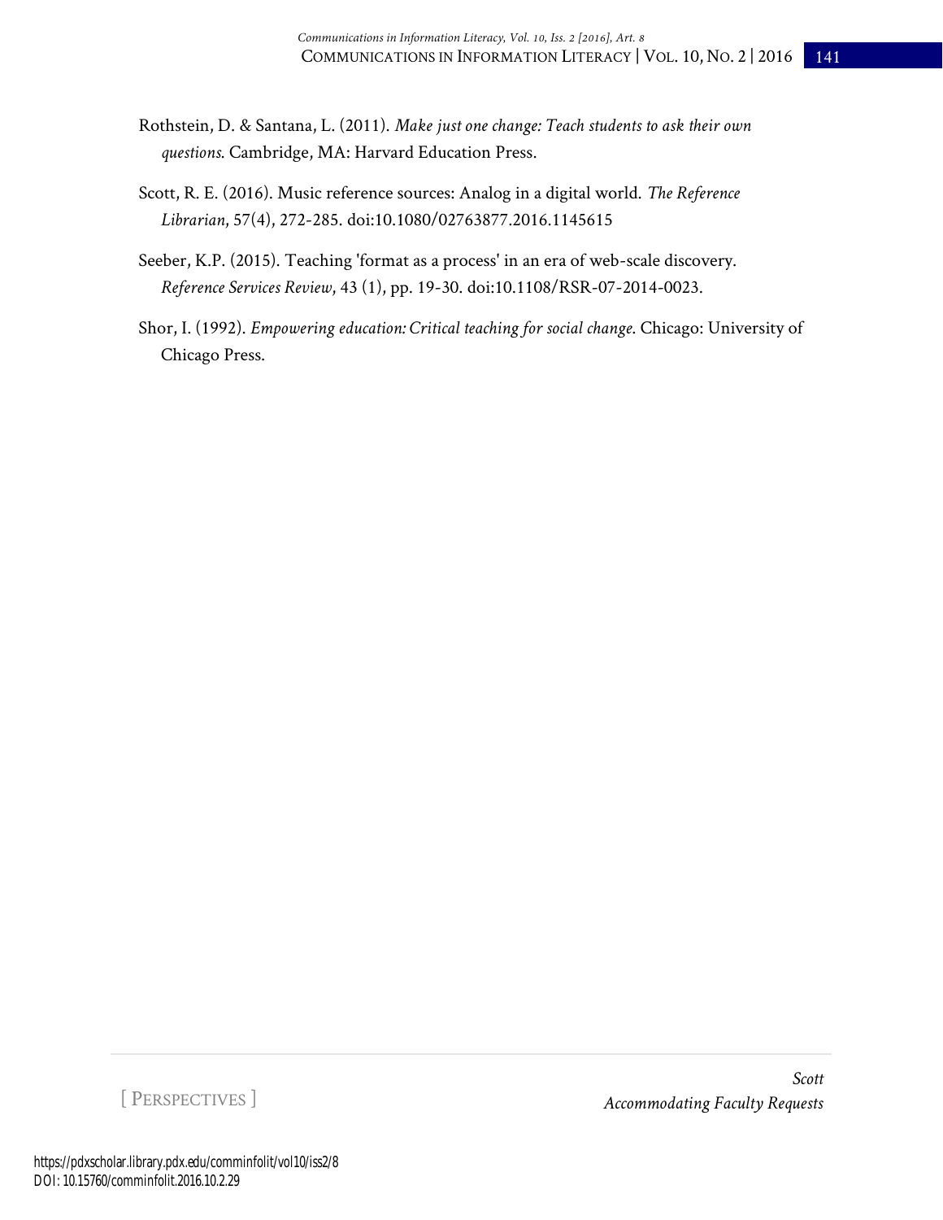Rothstein, D. & Santana, L. (2011). *Make just one change: Teach students to ask their own questions*. Cambridge, MA: Harvard Education Press.

Scott, R. E. (2016). Music reference sources: Analog in a digital world. *The Reference Librarian*, 57(4), 272-285. doi:10.1080/02763877.2016.1145615

Seeber, K.P. (2015). Teaching 'format as a process' in an era of web-scale discovery. *Reference Services Review*, 43 (1), pp. 19-30. doi:10.1108/RSR-07-2014-0023.

Shor, I. (1992). *Empowering education: Critical teaching for social change*. Chicago: University of Chicago Press.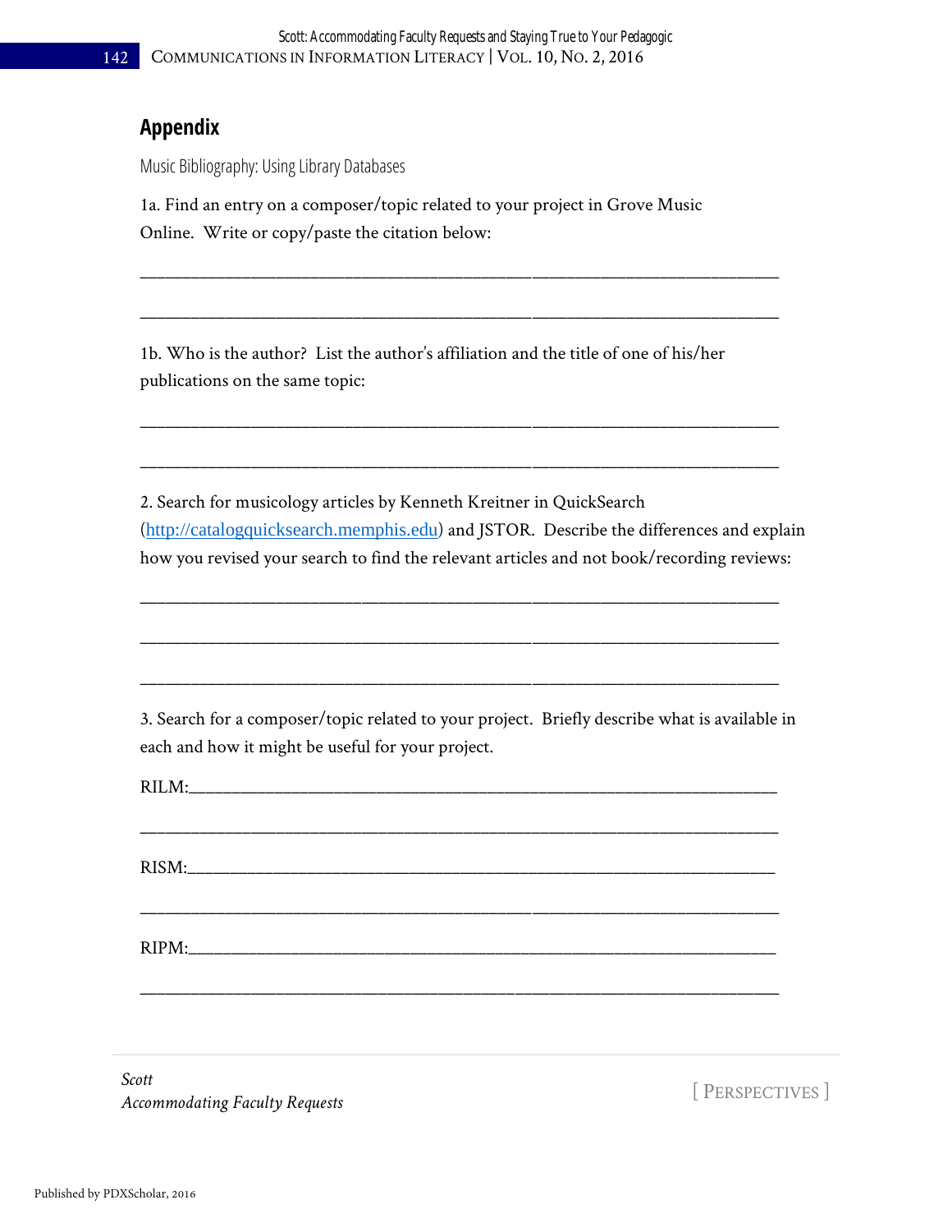## Appendix

Music Bibliography: Using Library Databases

1a. Find an entry on a composer/topic related to your project in Grove Music Online. Write or copy/paste the citation below:

\_\_\_\_\_\_\_\_\_\_\_\_\_\_\_\_\_\_\_\_\_\_\_\_\_\_\_\_\_\_\_\_\_\_\_\_\_\_\_\_\_\_\_\_\_\_\_\_\_\_\_\_\_\_\_\_\_\_\_\_\_\_\_\_\_\_\_\_

\_\_\_\_\_\_\_\_\_\_\_\_\_\_\_\_\_\_\_\_\_\_\_\_\_\_\_\_\_\_\_\_\_\_\_\_\_\_\_\_\_\_\_\_\_\_\_\_\_\_\_\_\_\_\_\_\_\_\_\_\_\_\_\_\_\_\_\_

1b. Who is the author? List the author's affiliation and the title of one of his/her publications on the same topic:

\_\_\_\_\_\_\_\_\_\_\_\_\_\_\_\_\_\_\_\_\_\_\_\_\_\_\_\_\_\_\_\_\_\_\_\_\_\_\_\_\_\_\_\_\_\_\_\_\_\_\_\_\_\_\_\_\_\_\_\_\_\_\_\_\_\_\_\_

\_\_\_\_\_\_\_\_\_\_\_\_\_\_\_\_\_\_\_\_\_\_\_\_\_\_\_\_\_\_\_\_\_\_\_\_\_\_\_\_\_\_\_\_\_\_\_\_\_\_\_\_\_\_\_\_\_\_\_\_\_\_\_\_\_\_\_\_

2. Search for musicology articles by Kenneth Kreitner in QuickSearch (http://catalogquicksearch.memphis.edu) and JSTOR. Describe the differences and explain how you revised your search to find the relevant articles and not book/recording reviews:

\_\_\_\_\_\_\_\_\_\_\_\_\_\_\_\_\_\_\_\_\_\_\_\_\_\_\_\_\_\_\_\_\_\_\_\_\_\_\_\_\_\_\_\_\_\_\_\_\_\_\_\_\_\_\_\_\_\_\_\_\_\_\_\_\_\_\_\_

\_\_\_\_\_\_\_\_\_\_\_\_\_\_\_\_\_\_\_\_\_\_\_\_\_\_\_\_\_\_\_\_\_\_\_\_\_\_\_\_\_\_\_\_\_\_\_\_\_\_\_\_\_\_\_\_\_\_\_\_\_\_\_\_\_\_\_\_

\_\_\_\_\_\_\_\_\_\_\_\_\_\_\_\_\_\_\_\_\_\_\_\_\_\_\_\_\_\_\_\_\_\_\_\_\_\_\_\_\_\_\_\_\_\_\_\_\_\_\_\_\_\_\_\_\_\_\_\_\_\_\_\_\_\_\_\_

3. Search for a composer/topic related to your project. Briefly describe what is available in each and how it might be useful for your project.

RILM:\_\_\_\_\_\_\_\_\_\_\_\_\_\_\_\_\_\_\_\_\_\_\_\_\_\_\_\_\_\_\_\_\_\_\_\_\_\_\_\_\_\_\_\_\_\_\_\_\_\_\_\_\_\_\_\_\_\_\_\_\_\_\_\_

\_\_\_\_\_\_\_\_\_\_\_\_\_\_\_\_\_\_\_\_\_\_\_\_\_\_\_\_\_\_\_\_\_\_\_\_\_\_\_\_\_\_\_\_\_\_\_\_\_\_\_\_\_\_\_\_\_\_\_\_\_\_\_\_\_\_\_\_

RISM:\_\_\_\_\_\_\_\_\_\_\_\_\_\_\_\_\_\_\_\_\_\_\_\_\_\_\_\_\_\_\_\_\_\_\_\_\_\_\_\_\_\_\_\_\_\_\_\_\_\_\_\_\_\_\_\_\_\_\_\_\_\_\_\_

\_\_\_\_\_\_\_\_\_\_\_\_\_\_\_\_\_\_\_\_\_\_\_\_\_\_\_\_\_\_\_\_\_\_\_\_\_\_\_\_\_\_\_\_\_\_\_\_\_\_\_\_\_\_\_\_\_\_\_\_\_\_\_\_\_\_\_\_

RIPM:\_\_\_\_\_\_\_\_\_\_\_\_\_\_\_\_\_\_\_\_\_\_\_\_\_\_\_\_\_\_\_\_\_\_\_\_\_\_\_\_\_\_\_\_\_\_\_\_\_\_\_\_\_\_\_\_\_\_\_\_\_\_\_\_

\_\_\_\_\_\_\_\_\_\_\_\_\_\_\_\_\_\_\_\_\_\_\_\_\_\_\_\_\_\_\_\_\_\_\_\_\_\_\_\_\_\_\_\_\_\_\_\_\_\_\_\_\_\_\_\_\_\_\_\_\_\_\_\_\_\_\_\_